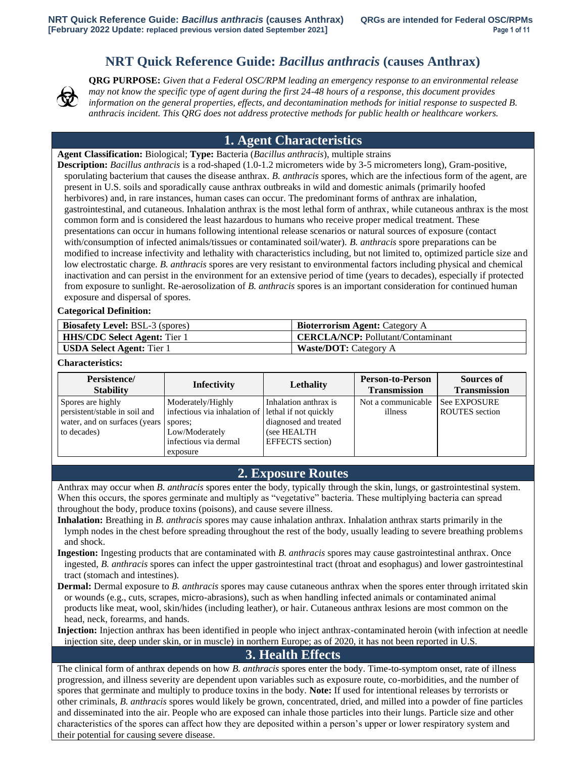# NRT Quick Reference Guide: *Bacillus anthracis* (causes Anthrax)

**QRG PURPOSE:** *Given that a Federal OSC/RPM leading an emergency response to an environmental release may not know the specific type of agent during the first 24-48 hours of a response, this document provides information on the general properties, effects, and decontamination methods for initial response to suspected B. anthracis incident. This QRG does not address protective methods for public health or healthcare workers.*

## 1. Agent Characteristics

**Agent Classification:** Biological; **Type:** Bacteria (*Bacillus anthracis*), multiple strains

**Description:** *Bacillus anthracis* is a rod-shaped (1.0-1.2 micrometers wide by 3-5 micrometers long), Gram-positive, sporulating bacterium that causes the disease anthrax. *B. anthracis* spores, which are the infectious form of the agent, are present in U.S. soils and sporadically cause anthrax outbreaks in wild and domestic animals (primarily hoofed herbivores) and, in rare instances, human cases can occur. The predominant forms of anthrax are inhalation, gastrointestinal, and cutaneous. Inhalation anthrax is the most lethal form of anthrax, while cutaneous anthrax is the most common form and is considered the least hazardous to humans who receive proper medical treatment. These presentations can occur in humans following intentional release scenarios or natural sources of exposure (contact with/consumption of infected animals/tissues or contaminated soil/water). *B. anthracis* spore preparations can be modified to increase infectivity and lethality with characteristics including, but not limited to, optimized particle size and low electrostatic charge. *B. anthracis* spores are very resistant to environmental factors including physical and chemical inactivation and can persist in the environment for an extensive period of time (years to decades), especially if protected from exposure to sunlight. Re-aerosolization of *B. anthracis* spores is an important consideration for continued human exposure and dispersal of spores.

**Categorical Definition:**

| | |
|---|---|
| **Biosafety Level:** BSL-3 (spores) | **Bioterrorism Agent:** Category A |
| **HHS/CDC Select Agent:** Tier 1 | **CERCLA/NCP:** Pollutant/Contaminant |
| **USDA Select Agent:** Tier 1 | **Waste/DOT:** Category A |

**Characteristics:**

| Persistence/ Stability | Infectivity | Lethality | Person-to-Person Transmission | Sources of Transmission |
|---|---|---|---|---|
| Spores are highly persistent/stable in soil and water, and on surfaces (years to decades) | Moderately/Highly infectious via inhalation of spores; Low/Moderately infectious via dermal exposure | Inhalation anthrax is lethal if not quickly diagnosed and treated (see HEALTH EFFECTS section) | Not a communicable illness | See EXPOSURE ROUTES section |

## 2. Exposure Routes

Anthrax may occur when *B. anthracis* spores enter the body, typically through the skin, lungs, or gastrointestinal system. When this occurs, the spores germinate and multiply as "vegetative" bacteria. These multiplying bacteria can spread throughout the body, produce toxins (poisons), and cause severe illness.

**Inhalation:** Breathing in *B. anthracis* spores may cause inhalation anthrax. Inhalation anthrax starts primarily in the lymph nodes in the chest before spreading throughout the rest of the body, usually leading to severe breathing problems and shock.

**Ingestion:** Ingesting products that are contaminated with *B. anthracis* spores may cause gastrointestinal anthrax. Once ingested, *B. anthracis* spores can infect the upper gastrointestinal tract (throat and esophagus) and lower gastrointestinal tract (stomach and intestines).

**Dermal:** Dermal exposure to *B. anthracis* spores may cause cutaneous anthrax when the spores enter through irritated skin or wounds (e.g., cuts, scrapes, micro-abrasions), such as when handling infected animals or contaminated animal products like meat, wool, skin/hides (including leather), or hair. Cutaneous anthrax lesions are most common on the head, neck, forearms, and hands.

**Injection:** Injection anthrax has been identified in people who inject anthrax-contaminated heroin (with infection at needle injection site, deep under skin, or in muscle) in northern Europe; as of 2020, it has not been reported in U.S.

## 3. Health Effects

The clinical form of anthrax depends on how *B. anthracis* spores enter the body. Time-to-symptom onset, rate of illness progression, and illness severity are dependent upon variables such as exposure route, co-morbidities, and the number of spores that germinate and multiply to produce toxins in the body. **Note:** If used for intentional releases by terrorists or other criminals, *B. anthracis* spores would likely be grown, concentrated, dried, and milled into a powder of fine particles and disseminated into the air. People who are exposed can inhale those particles into their lungs. Particle size and other characteristics of the spores can affect how they are deposited within a person's upper or lower respiratory system and their potential for causing severe disease.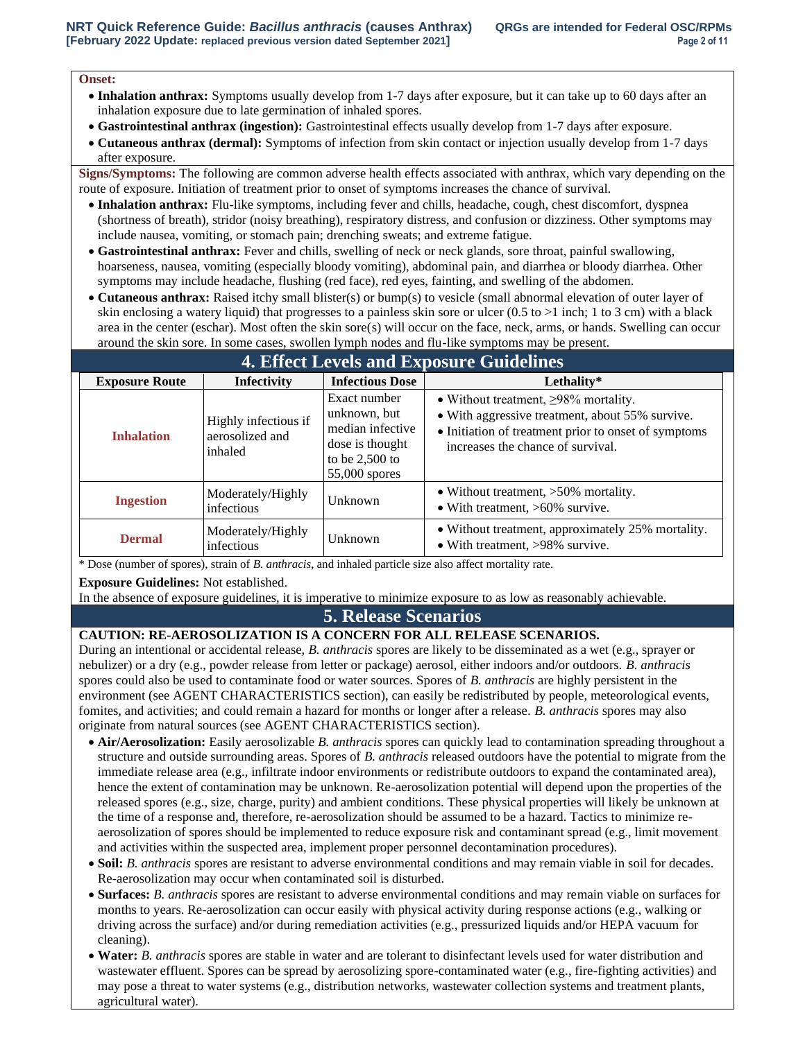**Onset:**

- **Inhalation anthrax:** Symptoms usually develop from 1-7 days after exposure, but it can take up to 60 days after an inhalation exposure due to late germination of inhaled spores.
- **Gastrointestinal anthrax (ingestion):** Gastrointestinal effects usually develop from 1-7 days after exposure.
- **Cutaneous anthrax (dermal):** Symptoms of infection from skin contact or injection usually develop from 1-7 days after exposure.

**Signs/Symptoms:** The following are common adverse health effects associated with anthrax, which vary depending on the route of exposure. Initiation of treatment prior to onset of symptoms increases the chance of survival.

- **Inhalation anthrax:** Flu-like symptoms, including fever and chills, headache, cough, chest discomfort, dyspnea (shortness of breath), stridor (noisy breathing), respiratory distress, and confusion or dizziness. Other symptoms may include nausea, vomiting, or stomach pain; drenching sweats; and extreme fatigue.
- **Gastrointestinal anthrax:** Fever and chills, swelling of neck or neck glands, sore throat, painful swallowing, hoarseness, nausea, vomiting (especially bloody vomiting), abdominal pain, and diarrhea or bloody diarrhea. Other symptoms may include headache, flushing (red face), red eyes, fainting, and swelling of the abdomen.
- **Cutaneous anthrax:** Raised itchy small blister(s) or bump(s) to vesicle (small abnormal elevation of outer layer of skin enclosing a watery liquid) that progresses to a painless skin sore or ulcer (0.5 to >1 inch; 1 to 3 cm) with a black area in the center (eschar). Most often the skin sore(s) will occur on the face, neck, arms, or hands. Swelling can occur around the skin sore. In some cases, swollen lymph nodes and flu-like symptoms may be present.

## 4. Effect Levels and Exposure Guidelines

| Exposure Route | Infectivity | Infectious Dose | Lethality* |
|---|---|---|---|
| **Inhalation** | Highly infectious if aerosolized and inhaled | Exact number unknown, but median infective dose is thought to be 2,500 to 55,000 spores | • Without treatment, ≥98% mortality. • With aggressive treatment, about 55% survive. • Initiation of treatment prior to onset of symptoms increases the chance of survival. |
| **Ingestion** | Moderately/Highly infectious | Unknown | • Without treatment, >50% mortality. • With treatment, >60% survive. |
| **Dermal** | Moderately/Highly infectious | Unknown | • Without treatment, approximately 25% mortality. • With treatment, >98% survive. |

\* Dose (number of spores), strain of *B. anthracis*, and inhaled particle size also affect mortality rate.

**Exposure Guidelines:** Not established.

In the absence of exposure guidelines, it is imperative to minimize exposure to as low as reasonably achievable.

## 5. Release Scenarios

**CAUTION: RE-AEROSOLIZATION IS A CONCERN FOR ALL RELEASE SCENARIOS.**

During an intentional or accidental release, *B. anthracis* spores are likely to be disseminated as a wet (e.g., sprayer or nebulizer) or a dry (e.g., powder release from letter or package) aerosol, either indoors and/or outdoors. *B. anthracis* spores could also be used to contaminate food or water sources. Spores of *B. anthracis* are highly persistent in the environment (see AGENT CHARACTERISTICS section), can easily be redistributed by people, meteorological events, fomites, and activities; and could remain a hazard for months or longer after a release. *B. anthracis* spores may also originate from natural sources (see AGENT CHARACTERISTICS section).

- **Air/Aerosolization:** Easily aerosolizable *B. anthracis* spores can quickly lead to contamination spreading throughout a structure and outside surrounding areas. Spores of *B. anthracis* released outdoors have the potential to migrate from the immediate release area (e.g., infiltrate indoor environments or redistribute outdoors to expand the contaminated area), hence the extent of contamination may be unknown. Re-aerosolization potential will depend upon the properties of the released spores (e.g., size, charge, purity) and ambient conditions. These physical properties will likely be unknown at the time of a response and, therefore, re-aerosolization should be assumed to be a hazard. Tactics to minimize re-aerosolization of spores should be implemented to reduce exposure risk and contaminant spread (e.g., limit movement and activities within the suspected area, implement proper personnel decontamination procedures).
- **Soil:** *B. anthracis* spores are resistant to adverse environmental conditions and may remain viable in soil for decades. Re-aerosolization may occur when contaminated soil is disturbed.
- **Surfaces:** *B. anthracis* spores are resistant to adverse environmental conditions and may remain viable on surfaces for months to years. Re-aerosolization can occur easily with physical activity during response actions (e.g., walking or driving across the surface) and/or during remediation activities (e.g., pressurized liquids and/or HEPA vacuum for cleaning).
- **Water:** *B. anthracis* spores are stable in water and are tolerant to disinfectant levels used for water distribution and wastewater effluent. Spores can be spread by aerosolizing spore-contaminated water (e.g., fire-fighting activities) and may pose a threat to water systems (e.g., distribution networks, wastewater collection systems and treatment plants, agricultural water).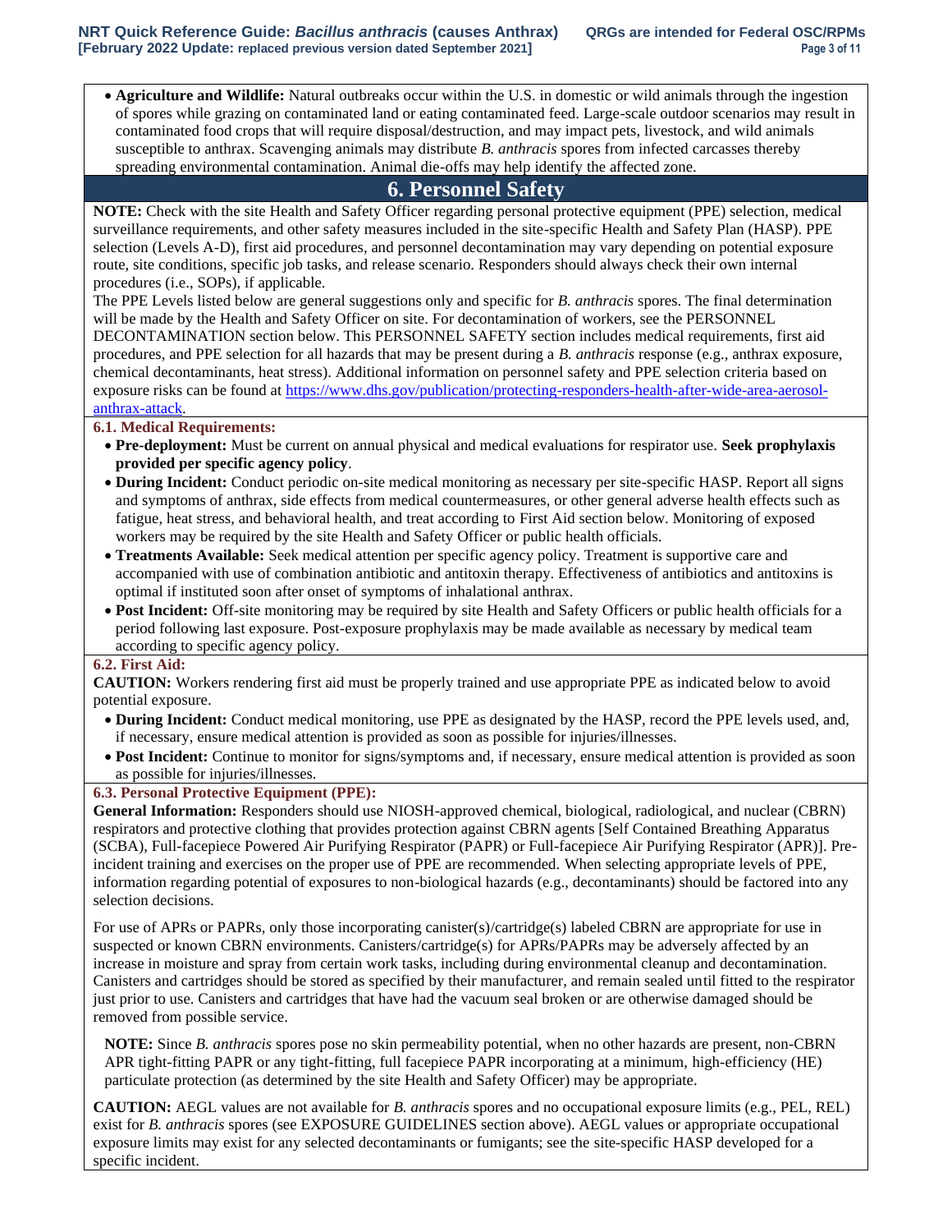- **Agriculture and Wildlife:** Natural outbreaks occur within the U.S. in domestic or wild animals through the ingestion of spores while grazing on contaminated land or eating contaminated feed. Large-scale outdoor scenarios may result in contaminated food crops that will require disposal/destruction, and may impact pets, livestock, and wild animals susceptible to anthrax. Scavenging animals may distribute *B. anthracis* spores from infected carcasses thereby spreading environmental contamination. Animal die-offs may help identify the affected zone.

## 6. Personnel Safety

**NOTE:** Check with the site Health and Safety Officer regarding personal protective equipment (PPE) selection, medical surveillance requirements, and other safety measures included in the site-specific Health and Safety Plan (HASP). PPE selection (Levels A-D), first aid procedures, and personnel decontamination may vary depending on potential exposure route, site conditions, specific job tasks, and release scenario. Responders should always check their own internal procedures (i.e., SOPs), if applicable.

The PPE Levels listed below are general suggestions only and specific for *B. anthracis* spores. The final determination will be made by the Health and Safety Officer on site. For decontamination of workers, see the PERSONNEL DECONTAMINATION section below. This PERSONNEL SAFETY section includes medical requirements, first aid procedures, and PPE selection for all hazards that may be present during a *B. anthracis* response (e.g., anthrax exposure, chemical decontaminants, heat stress). Additional information on personnel safety and PPE selection criteria based on exposure risks can be found at https://www.dhs.gov/publication/protecting-responders-health-after-wide-area-aerosol-anthrax-attack.

### 6.1. Medical Requirements:

- **Pre-deployment:** Must be current on annual physical and medical evaluations for respirator use. **Seek prophylaxis provided per specific agency policy**.
- **During Incident:** Conduct periodic on-site medical monitoring as necessary per site-specific HASP. Report all signs and symptoms of anthrax, side effects from medical countermeasures, or other general adverse health effects such as fatigue, heat stress, and behavioral health, and treat according to First Aid section below. Monitoring of exposed workers may be required by the site Health and Safety Officer or public health officials.
- **Treatments Available:** Seek medical attention per specific agency policy. Treatment is supportive care and accompanied with use of combination antibiotic and antitoxin therapy. Effectiveness of antibiotics and antitoxins is optimal if instituted soon after onset of symptoms of inhalational anthrax.
- **Post Incident:** Off-site monitoring may be required by site Health and Safety Officers or public health officials for a period following last exposure. Post-exposure prophylaxis may be made available as necessary by medical team according to specific agency policy.

### 6.2. First Aid:

**CAUTION:** Workers rendering first aid must be properly trained and use appropriate PPE as indicated below to avoid potential exposure.

- **During Incident:** Conduct medical monitoring, use PPE as designated by the HASP, record the PPE levels used, and, if necessary, ensure medical attention is provided as soon as possible for injuries/illnesses.
- **Post Incident:** Continue to monitor for signs/symptoms and, if necessary, ensure medical attention is provided as soon as possible for injuries/illnesses.

### 6.3. Personal Protective Equipment (PPE):

**General Information:** Responders should use NIOSH-approved chemical, biological, radiological, and nuclear (CBRN) respirators and protective clothing that provides protection against CBRN agents [Self Contained Breathing Apparatus (SCBA), Full-facepiece Powered Air Purifying Respirator (PAPR) or Full-facepiece Air Purifying Respirator (APR)]. Pre-incident training and exercises on the proper use of PPE are recommended. When selecting appropriate levels of PPE, information regarding potential of exposures to non-biological hazards (e.g., decontaminants) should be factored into any selection decisions.

For use of APRs or PAPRs, only those incorporating canister(s)/cartridge(s) labeled CBRN are appropriate for use in suspected or known CBRN environments. Canisters/cartridge(s) for APRs/PAPRs may be adversely affected by an increase in moisture and spray from certain work tasks, including during environmental cleanup and decontamination. Canisters and cartridges should be stored as specified by their manufacturer, and remain sealed until fitted to the respirator just prior to use. Canisters and cartridges that have had the vacuum seal broken or are otherwise damaged should be removed from possible service.

**NOTE:** Since *B. anthracis* spores pose no skin permeability potential, when no other hazards are present, non-CBRN APR tight-fitting PAPR or any tight-fitting, full facepiece PAPR incorporating at a minimum, high-efficiency (HE) particulate protection (as determined by the site Health and Safety Officer) may be appropriate.

**CAUTION:** AEGL values are not available for *B. anthracis* spores and no occupational exposure limits (e.g., PEL, REL) exist for *B. anthracis* spores (see EXPOSURE GUIDELINES section above). AEGL values or appropriate occupational exposure limits may exist for any selected decontaminants or fumigants; see the site-specific HASP developed for a specific incident.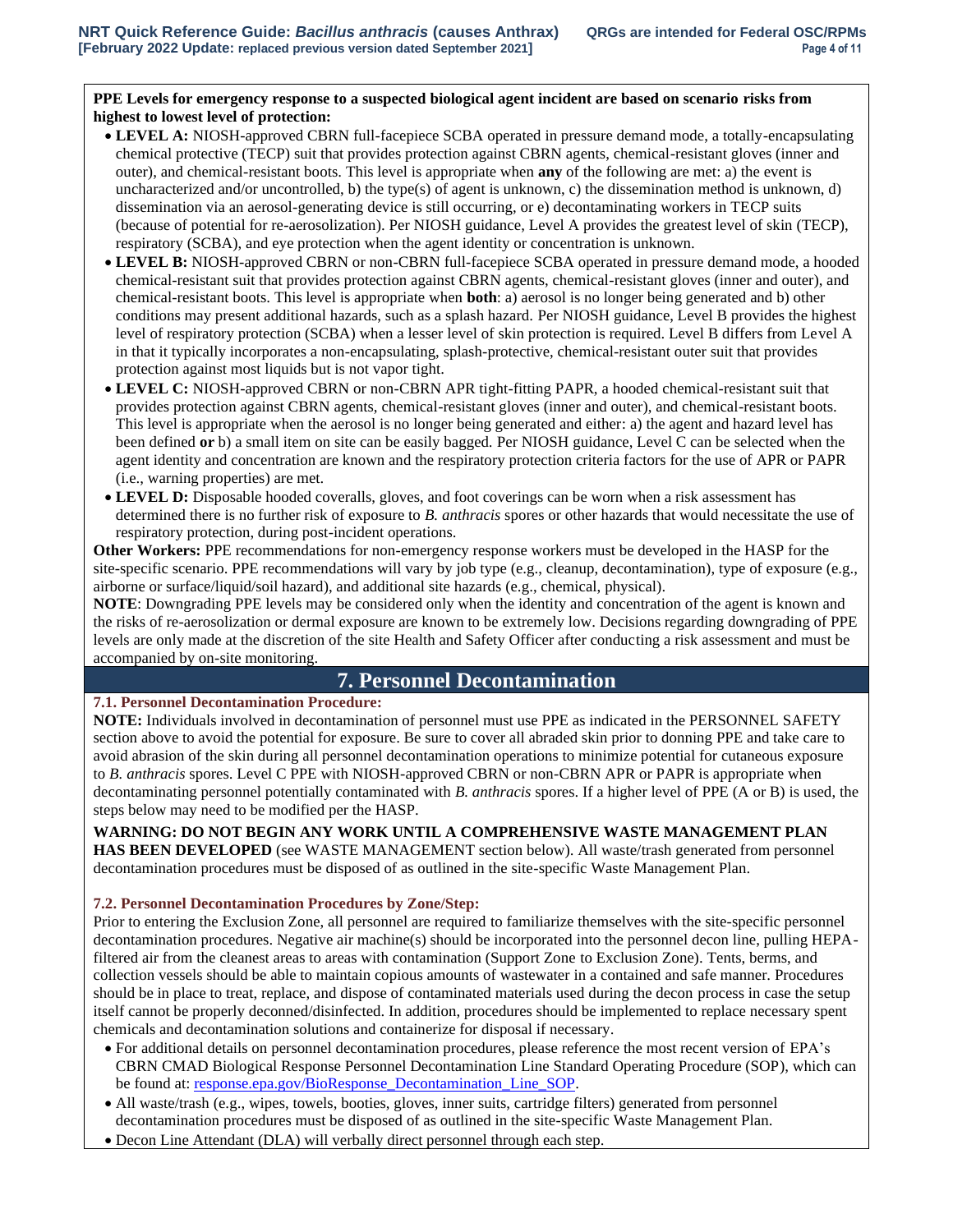**PPE Levels for emergency response to a suspected biological agent incident are based on scenario risks from highest to lowest level of protection:**

- **LEVEL A:** NIOSH-approved CBRN full-facepiece SCBA operated in pressure demand mode, a totally-encapsulating chemical protective (TECP) suit that provides protection against CBRN agents, chemical-resistant gloves (inner and outer), and chemical-resistant boots. This level is appropriate when **any** of the following are met: a) the event is uncharacterized and/or uncontrolled, b) the type(s) of agent is unknown, c) the dissemination method is unknown, d) dissemination via an aerosol-generating device is still occurring, or e) decontaminating workers in TECP suits (because of potential for re-aerosolization). Per NIOSH guidance, Level A provides the greatest level of skin (TECP), respiratory (SCBA), and eye protection when the agent identity or concentration is unknown.
- **LEVEL B:** NIOSH-approved CBRN or non-CBRN full-facepiece SCBA operated in pressure demand mode, a hooded chemical-resistant suit that provides protection against CBRN agents, chemical-resistant gloves (inner and outer), and chemical-resistant boots. This level is appropriate when **both**: a) aerosol is no longer being generated and b) other conditions may present additional hazards, such as a splash hazard. Per NIOSH guidance, Level B provides the highest level of respiratory protection (SCBA) when a lesser level of skin protection is required. Level B differs from Level A in that it typically incorporates a non-encapsulating, splash-protective, chemical-resistant outer suit that provides protection against most liquids but is not vapor tight.
- **LEVEL C:** NIOSH-approved CBRN or non-CBRN APR tight-fitting PAPR, a hooded chemical-resistant suit that provides protection against CBRN agents, chemical-resistant gloves (inner and outer), and chemical-resistant boots. This level is appropriate when the aerosol is no longer being generated and either: a) the agent and hazard level has been defined **or** b) a small item on site can be easily bagged. Per NIOSH guidance, Level C can be selected when the agent identity and concentration are known and the respiratory protection criteria factors for the use of APR or PAPR (i.e., warning properties) are met.
- **LEVEL D:** Disposable hooded coveralls, gloves, and foot coverings can be worn when a risk assessment has determined there is no further risk of exposure to *B. anthracis* spores or other hazards that would necessitate the use of respiratory protection, during post-incident operations.

**Other Workers:** PPE recommendations for non-emergency response workers must be developed in the HASP for the site-specific scenario. PPE recommendations will vary by job type (e.g., cleanup, decontamination), type of exposure (e.g., airborne or surface/liquid/soil hazard), and additional site hazards (e.g., chemical, physical).

**NOTE**: Downgrading PPE levels may be considered only when the identity and concentration of the agent is known and the risks of re-aerosolization or dermal exposure are known to be extremely low. Decisions regarding downgrading of PPE levels are only made at the discretion of the site Health and Safety Officer after conducting a risk assessment and must be accompanied by on-site monitoring.

## 7. Personnel Decontamination

### 7.1. Personnel Decontamination Procedure:

**NOTE:** Individuals involved in decontamination of personnel must use PPE as indicated in the PERSONNEL SAFETY section above to avoid the potential for exposure. Be sure to cover all abraded skin prior to donning PPE and take care to avoid abrasion of the skin during all personnel decontamination operations to minimize potential for cutaneous exposure to *B. anthracis* spores. Level C PPE with NIOSH-approved CBRN or non-CBRN APR or PAPR is appropriate when decontaminating personnel potentially contaminated with *B. anthracis* spores. If a higher level of PPE (A or B) is used, the steps below may need to be modified per the HASP.

**WARNING: DO NOT BEGIN ANY WORK UNTIL A COMPREHENSIVE WASTE MANAGEMENT PLAN HAS BEEN DEVELOPED** (see WASTE MANAGEMENT section below). All waste/trash generated from personnel decontamination procedures must be disposed of as outlined in the site-specific Waste Management Plan.

### 7.2. Personnel Decontamination Procedures by Zone/Step:

Prior to entering the Exclusion Zone, all personnel are required to familiarize themselves with the site-specific personnel decontamination procedures. Negative air machine(s) should be incorporated into the personnel decon line, pulling HEPA-filtered air from the cleanest areas to areas with contamination (Support Zone to Exclusion Zone). Tents, berms, and collection vessels should be able to maintain copious amounts of wastewater in a contained and safe manner. Procedures should be in place to treat, replace, and dispose of contaminated materials used during the decon process in case the setup itself cannot be properly deconned/disinfected. In addition, procedures should be implemented to replace necessary spent chemicals and decontamination solutions and containerize for disposal if necessary.

- For additional details on personnel decontamination procedures, please reference the most recent version of EPA's CBRN CMAD Biological Response Personnel Decontamination Line Standard Operating Procedure (SOP), which can be found at: [response.epa.gov/BioResponse_Decontamination_Line_SOP](response.epa.gov/BioResponse_Decontamination_Line_SOP).
- All waste/trash (e.g., wipes, towels, booties, gloves, inner suits, cartridge filters) generated from personnel decontamination procedures must be disposed of as outlined in the site-specific Waste Management Plan.
- Decon Line Attendant (DLA) will verbally direct personnel through each step.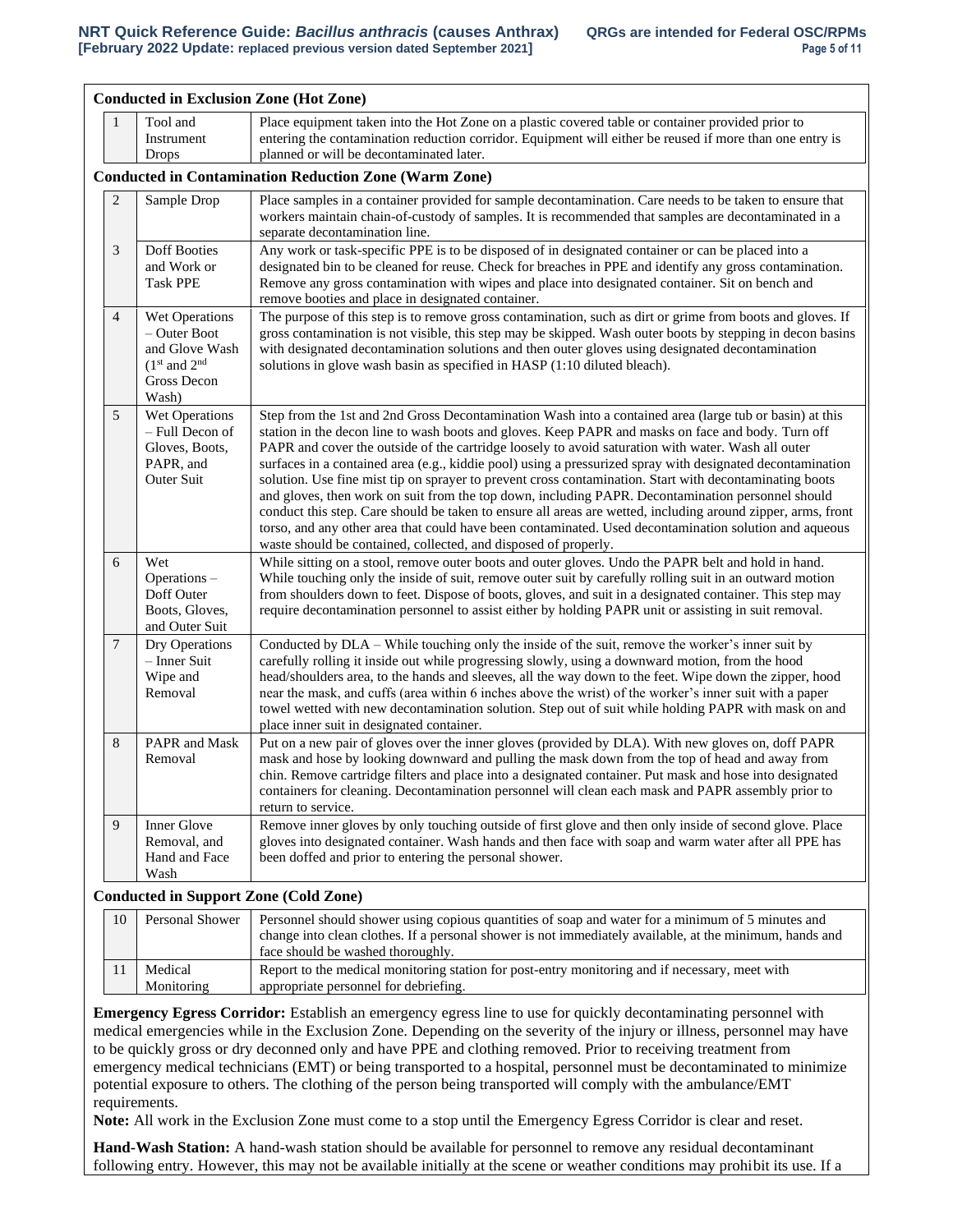| | | |
|---|---|---|
| **Conducted in Exclusion Zone (Hot Zone)** | | |
| 1 | Tool and Instrument Drops | Place equipment taken into the Hot Zone on a plastic covered table or container provided prior to entering the contamination reduction corridor. Equipment will either be reused if more than one entry is planned or will be decontaminated later. |
| **Conducted in Contamination Reduction Zone (Warm Zone)** | | |
| 2 | Sample Drop | Place samples in a container provided for sample decontamination. Care needs to be taken to ensure that workers maintain chain-of-custody of samples. It is recommended that samples are decontaminated in a separate decontamination line. |
| 3 | Doff Booties and Work or Task PPE | Any work or task-specific PPE is to be disposed of in designated container or can be placed into a designated bin to be cleaned for reuse. Check for breaches in PPE and identify any gross contamination. Remove any gross contamination with wipes and place into designated container. Sit on bench and remove booties and place in designated container. |
| 4 | Wet Operations – Outer Boot and Glove Wash (1st and 2nd Gross Decon Wash) | The purpose of this step is to remove gross contamination, such as dirt or grime from boots and gloves. If gross contamination is not visible, this step may be skipped. Wash outer boots by stepping in decon basins with designated decontamination solutions and then outer gloves using designated decontamination solutions in glove wash basin as specified in HASP (1:10 diluted bleach). |
| 5 | Wet Operations – Full Decon of Gloves, Boots, PAPR, and Outer Suit | Step from the 1st and 2nd Gross Decontamination Wash into a contained area (large tub or basin) at this station in the decon line to wash boots and gloves. Keep PAPR and masks on face and body. Turn off PAPR and cover the outside of the cartridge loosely to avoid saturation with water. Wash all outer surfaces in a contained area (e.g., kiddie pool) using a pressurized spray with designated decontamination solution. Use fine mist tip on sprayer to prevent cross contamination. Start with decontaminating boots and gloves, then work on suit from the top down, including PAPR. Decontamination personnel should conduct this step. Care should be taken to ensure all areas are wetted, including around zipper, arms, front torso, and any other area that could have been contaminated. Used decontamination solution and aqueous waste should be contained, collected, and disposed of properly. |
| 6 | Wet Operations – Doff Outer Boots, Gloves, and Outer Suit | While sitting on a stool, remove outer boots and outer gloves. Undo the PAPR belt and hold in hand. While touching only the inside of suit, remove outer suit by carefully rolling suit in an outward motion from shoulders down to feet. Dispose of boots, gloves, and suit in a designated container. This step may require decontamination personnel to assist either by holding PAPR unit or assisting in suit removal. |
| 7 | Dry Operations – Inner Suit Wipe and Removal | Conducted by DLA – While touching only the inside of the suit, remove the worker's inner suit by carefully rolling it inside out while progressing slowly, using a downward motion, from the hood head/shoulders area, to the hands and sleeves, all the way down to the feet. Wipe down the zipper, hood near the mask, and cuffs (area within 6 inches above the wrist) of the worker's inner suit with a paper towel wetted with new decontamination solution. Step out of suit while holding PAPR with mask on and place inner suit in designated container. |
| 8 | PAPR and Mask Removal | Put on a new pair of gloves over the inner gloves (provided by DLA). With new gloves on, doff PAPR mask and hose by looking downward and pulling the mask down from the top of head and away from chin. Remove cartridge filters and place into a designated container. Put mask and hose into designated containers for cleaning. Decontamination personnel will clean each mask and PAPR assembly prior to return to service. |
| 9 | Inner Glove Removal, and Hand and Face Wash | Remove inner gloves by only touching outside of first glove and then only inside of second glove. Place gloves into designated container. Wash hands and then face with soap and warm water after all PPE has been doffed and prior to entering the personal shower. |
| **Conducted in Support Zone (Cold Zone)** | | |
| 10 | Personal Shower | Personnel should shower using copious quantities of soap and water for a minimum of 5 minutes and change into clean clothes. If a personal shower is not immediately available, at the minimum, hands and face should be washed thoroughly. |
| 11 | Medical Monitoring | Report to the medical monitoring station for post-entry monitoring and if necessary, meet with appropriate personnel for debriefing. |

**Emergency Egress Corridor:** Establish an emergency egress line to use for quickly decontaminating personnel with medical emergencies while in the Exclusion Zone. Depending on the severity of the injury or illness, personnel may have to be quickly gross or dry deconned only and have PPE and clothing removed. Prior to receiving treatment from emergency medical technicians (EMT) or being transported to a hospital, personnel must be decontaminated to minimize potential exposure to others. The clothing of the person being transported will comply with the ambulance/EMT requirements.

**Note:** All work in the Exclusion Zone must come to a stop until the Emergency Egress Corridor is clear and reset.

**Hand-Wash Station:** A hand-wash station should be available for personnel to remove any residual decontaminant following entry. However, this may not be available initially at the scene or weather conditions may prohibit its use. If a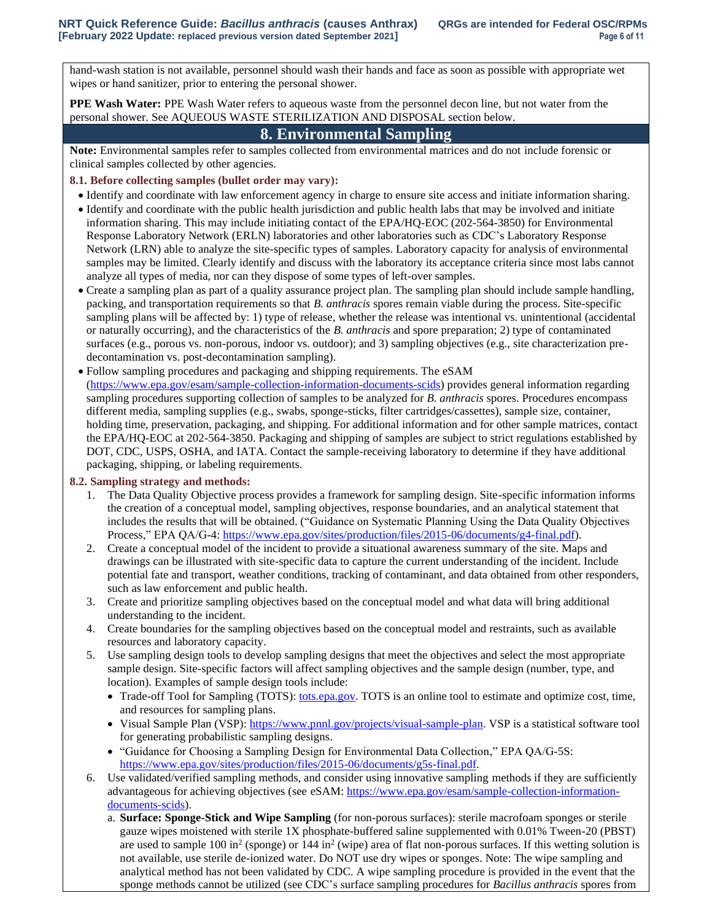hand-wash station is not available, personnel should wash their hands and face as soon as possible with appropriate wet wipes or hand sanitizer, prior to entering the personal shower.

**PPE Wash Water:** PPE Wash Water refers to aqueous waste from the personnel decon line, but not water from the personal shower. See AQUEOUS WASTE STERILIZATION AND DISPOSAL section below.

## 8. Environmental Sampling

**Note:** Environmental samples refer to samples collected from environmental matrices and do not include forensic or clinical samples collected by other agencies.

### 8.1. Before collecting samples (bullet order may vary):

- Identify and coordinate with law enforcement agency in charge to ensure site access and initiate information sharing.
- Identify and coordinate with the public health jurisdiction and public health labs that may be involved and initiate information sharing. This may include initiating contact of the EPA/HQ-EOC (202-564-3850) for Environmental Response Laboratory Network (ERLN) laboratories and other laboratories such as CDC's Laboratory Response Network (LRN) able to analyze the site-specific types of samples. Laboratory capacity for analysis of environmental samples may be limited. Clearly identify and discuss with the laboratory its acceptance criteria since most labs cannot analyze all types of media, nor can they dispose of some types of left-over samples.
- Create a sampling plan as part of a quality assurance project plan. The sampling plan should include sample handling, packing, and transportation requirements so that *B. anthracis* spores remain viable during the process. Site-specific sampling plans will be affected by: 1) type of release, whether the release was intentional vs. unintentional (accidental or naturally occurring), and the characteristics of the *B. anthracis* and spore preparation; 2) type of contaminated surfaces (e.g., porous vs. non-porous, indoor vs. outdoor); and 3) sampling objectives (e.g., site characterization pre-decontamination vs. post-decontamination sampling).
- Follow sampling procedures and packaging and shipping requirements. The eSAM (https://www.epa.gov/esam/sample-collection-information-documents-scids) provides general information regarding sampling procedures supporting collection of samples to be analyzed for *B. anthracis* spores. Procedures encompass different media, sampling supplies (e.g., swabs, sponge-sticks, filter cartridges/cassettes), sample size, container, holding time, preservation, packaging, and shipping. For additional information and for other sample matrices, contact the EPA/HQ-EOC at 202-564-3850. Packaging and shipping of samples are subject to strict regulations established by DOT, CDC, USPS, OSHA, and IATA. Contact the sample-receiving laboratory to determine if they have additional packaging, shipping, or labeling requirements.

### 8.2. Sampling strategy and methods:

1. The Data Quality Objective process provides a framework for sampling design. Site-specific information informs the creation of a conceptual model, sampling objectives, response boundaries, and an analytical statement that includes the results that will be obtained. ("Guidance on Systematic Planning Using the Data Quality Objectives Process," EPA QA/G-4: https://www.epa.gov/sites/production/files/2015-06/documents/g4-final.pdf).
2. Create a conceptual model of the incident to provide a situational awareness summary of the site. Maps and drawings can be illustrated with site-specific data to capture the current understanding of the incident. Include potential fate and transport, weather conditions, tracking of contaminant, and data obtained from other responders, such as law enforcement and public health.
3. Create and prioritize sampling objectives based on the conceptual model and what data will bring additional understanding to the incident.
4. Create boundaries for the sampling objectives based on the conceptual model and restraints, such as available resources and laboratory capacity.
5. Use sampling design tools to develop sampling designs that meet the objectives and select the most appropriate sample design. Site-specific factors will affect sampling objectives and the sample design (number, type, and location). Examples of sample design tools include:
   - Trade-off Tool for Sampling (TOTS): tots.epa.gov. TOTS is an online tool to estimate and optimize cost, time, and resources for sampling plans.
   - Visual Sample Plan (VSP): https://www.pnnl.gov/projects/visual-sample-plan. VSP is a statistical software tool for generating probabilistic sampling designs.
   - "Guidance for Choosing a Sampling Design for Environmental Data Collection," EPA QA/G-5S: https://www.epa.gov/sites/production/files/2015-06/documents/g5s-final.pdf.
6. Use validated/verified sampling methods, and consider using innovative sampling methods if they are sufficiently advantageous for achieving objectives (see eSAM: https://www.epa.gov/esam/sample-collection-information-documents-scids).
   a. **Surface: Sponge-Stick and Wipe Sampling** (for non-porous surfaces): sterile macrofoam sponges or sterile gauze wipes moistened with sterile 1X phosphate-buffered saline supplemented with 0.01% Tween-20 (PBST) are used to sample 100 $in^2$ (sponge) or 144 $in^2$ (wipe) area of flat non-porous surfaces. If this wetting solution is not available, use sterile de-ionized water. Do NOT use dry wipes or sponges. Note: The wipe sampling and analytical method has not been validated by CDC. A wipe sampling procedure is provided in the event that the sponge methods cannot be utilized (see CDC's surface sampling procedures for *Bacillus anthracis* spores from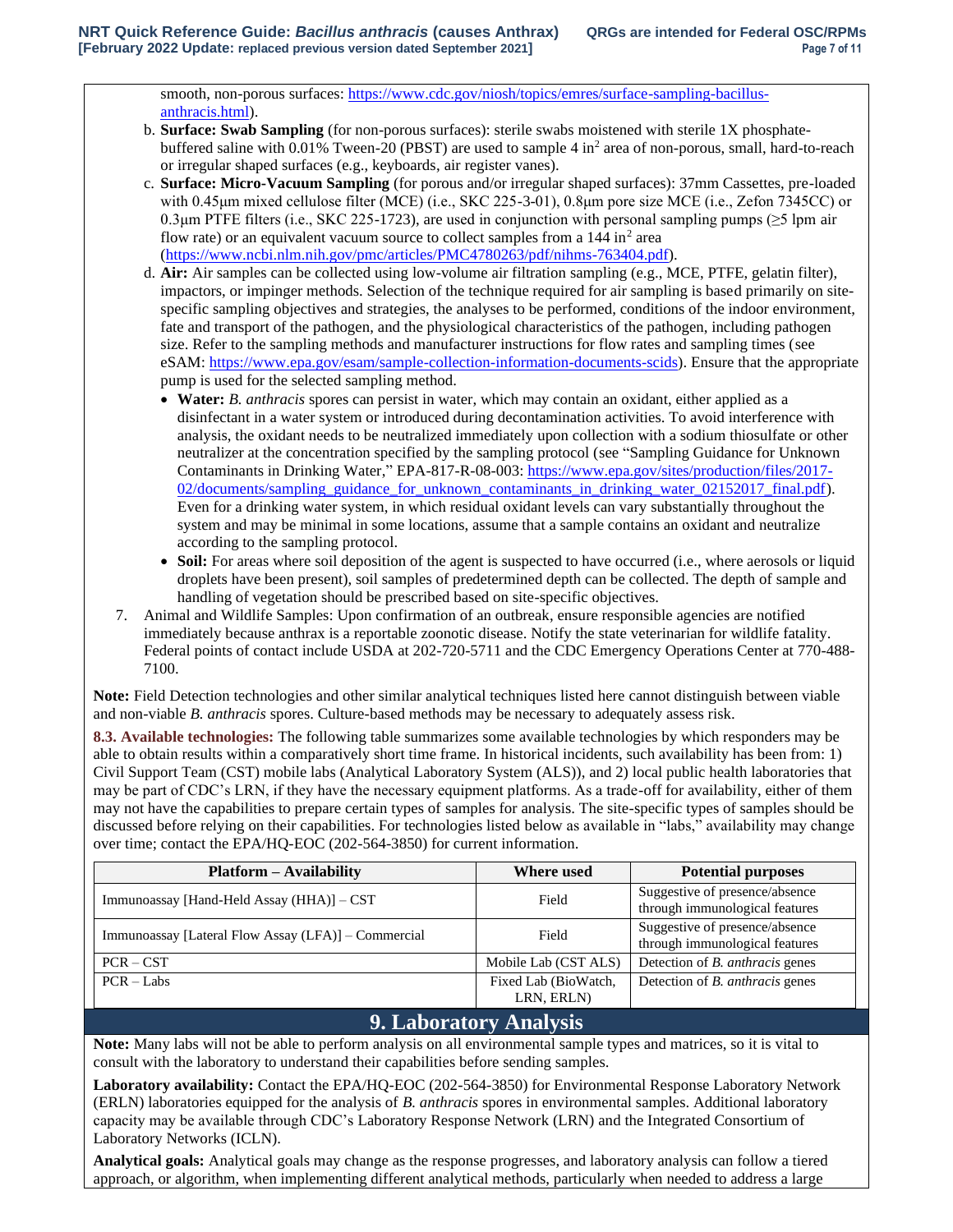smooth, non-porous surfaces: https://www.cdc.gov/niosh/topics/emres/surface-sampling-bacillus-anthracis.html).

b. **Surface: Swab Sampling** (for non-porous surfaces): sterile swabs moistened with sterile 1X phosphate-buffered saline with 0.01% Tween-20 (PBST) are used to sample 4 in$^2$ area of non-porous, small, hard-to-reach or irregular shaped surfaces (e.g., keyboards, air register vanes).

c. **Surface: Micro-Vacuum Sampling** (for porous and/or irregular shaped surfaces): 37mm Cassettes, pre-loaded with 0.45μm mixed cellulose filter (MCE) (i.e., SKC 225-3-01), 0.8μm pore size MCE (i.e., Zefon 7345CC) or 0.3μm PTFE filters (i.e., SKC 225-1723), are used in conjunction with personal sampling pumps (≥5 lpm air flow rate) or an equivalent vacuum source to collect samples from a 144 in$^2$ area (https://www.ncbi.nlm.nih.gov/pmc/articles/PMC4780263/pdf/nihms-763404.pdf).

d. **Air:** Air samples can be collected using low-volume air filtration sampling (e.g., MCE, PTFE, gelatin filter), impactors, or impinger methods. Selection of the technique required for air sampling is based primarily on site-specific sampling objectives and strategies, the analyses to be performed, conditions of the indoor environment, fate and transport of the pathogen, and the physiological characteristics of the pathogen, including pathogen size. Refer to the sampling methods and manufacturer instructions for flow rates and sampling times (see eSAM: https://www.epa.gov/esam/sample-collection-information-documents-scids). Ensure that the appropriate pump is used for the selected sampling method.

- **Water:** *B. anthracis* spores can persist in water, which may contain an oxidant, either applied as a disinfectant in a water system or introduced during decontamination activities. To avoid interference with analysis, the oxidant needs to be neutralized immediately upon collection with a sodium thiosulfate or other neutralizer at the concentration specified by the sampling protocol (see "Sampling Guidance for Unknown Contaminants in Drinking Water," EPA-817-R-08-003: https://www.epa.gov/sites/production/files/2017-02/documents/sampling_guidance_for_unknown_contaminants_in_drinking_water_02152017_final.pdf). Even for a drinking water system, in which residual oxidant levels can vary substantially throughout the system and may be minimal in some locations, assume that a sample contains an oxidant and neutralize according to the sampling protocol.
- **Soil:** For areas where soil deposition of the agent is suspected to have occurred (i.e., where aerosols or liquid droplets have been present), soil samples of predetermined depth can be collected. The depth of sample and handling of vegetation should be prescribed based on site-specific objectives.

7. Animal and Wildlife Samples: Upon confirmation of an outbreak, ensure responsible agencies are notified immediately because anthrax is a reportable zoonotic disease. Notify the state veterinarian for wildlife fatality. Federal points of contact include USDA at 202-720-5711 and the CDC Emergency Operations Center at 770-488-7100.

**Note:** Field Detection technologies and other similar analytical techniques listed here cannot distinguish between viable and non-viable *B. anthracis* spores. Culture-based methods may be necessary to adequately assess risk.

**8.3. Available technologies:** The following table summarizes some available technologies by which responders may be able to obtain results within a comparatively short time frame. In historical incidents, such availability has been from: 1) Civil Support Team (CST) mobile labs (Analytical Laboratory System (ALS)), and 2) local public health laboratories that may be part of CDC's LRN, if they have the necessary equipment platforms. As a trade-off for availability, either of them may not have the capabilities to prepare certain types of samples for analysis. The site-specific types of samples should be discussed before relying on their capabilities. For technologies listed below as available in "labs," availability may change over time; contact the EPA/HQ-EOC (202-564-3850) for current information.

| Platform – Availability | Where used | Potential purposes |
|---|---|---|
| Immunoassay [Hand-Held Assay (HHA)] – CST | Field | Suggestive of presence/absence through immunological features |
| Immunoassay [Lateral Flow Assay (LFA)] – Commercial | Field | Suggestive of presence/absence through immunological features |
| PCR – CST | Mobile Lab (CST ALS) | Detection of *B. anthracis* genes |
| PCR – Labs | Fixed Lab (BioWatch, LRN, ERLN) | Detection of *B. anthracis* genes |

## 9. Laboratory Analysis

**Note:** Many labs will not be able to perform analysis on all environmental sample types and matrices, so it is vital to consult with the laboratory to understand their capabilities before sending samples.

**Laboratory availability:** Contact the EPA/HQ-EOC (202-564-3850) for Environmental Response Laboratory Network (ERLN) laboratories equipped for the analysis of *B. anthracis* spores in environmental samples. Additional laboratory capacity may be available through CDC's Laboratory Response Network (LRN) and the Integrated Consortium of Laboratory Networks (ICLN).

**Analytical goals:** Analytical goals may change as the response progresses, and laboratory analysis can follow a tiered approach, or algorithm, when implementing different analytical methods, particularly when needed to address a large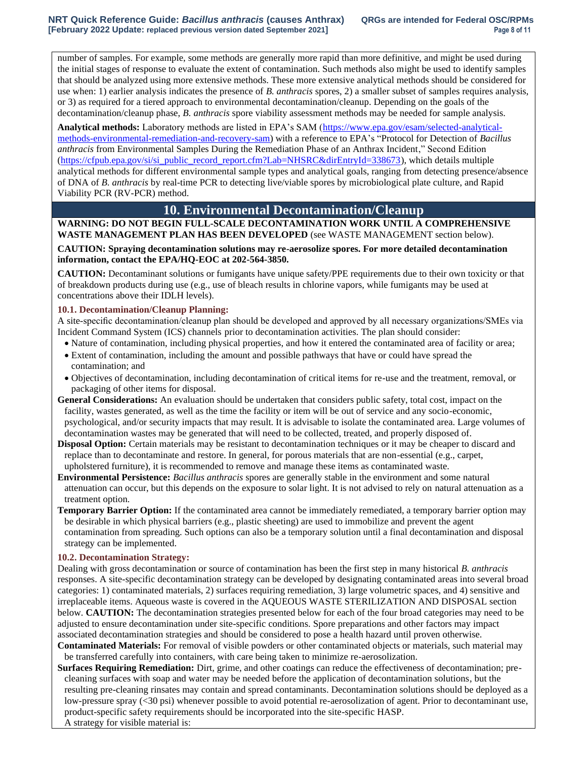number of samples. For example, some methods are generally more rapid than more definitive, and might be used during the initial stages of response to evaluate the extent of contamination. Such methods also might be used to identify samples that should be analyzed using more extensive methods. These more extensive analytical methods should be considered for use when: 1) earlier analysis indicates the presence of *B. anthracis* spores, 2) a smaller subset of samples requires analysis, or 3) as required for a tiered approach to environmental decontamination/cleanup. Depending on the goals of the decontamination/cleanup phase, *B. anthracis* spore viability assessment methods may be needed for sample analysis.

**Analytical methods:** Laboratory methods are listed in EPA's SAM (https://www.epa.gov/esam/selected-analytical-methods-environmental-remediation-and-recovery-sam) with a reference to EPA's "Protocol for Detection of *Bacillus anthracis* from Environmental Samples During the Remediation Phase of an Anthrax Incident," Second Edition (https://cfpub.epa.gov/si/si_public_record_report.cfm?Lab=NHSRC&dirEntryId=338673), which details multiple analytical methods for different environmental sample types and analytical goals, ranging from detecting presence/absence of DNA of *B. anthracis* by real-time PCR to detecting live/viable spores by microbiological plate culture, and Rapid Viability PCR (RV-PCR) method.

## 10. Environmental Decontamination/Cleanup

**WARNING: DO NOT BEGIN FULL-SCALE DECONTAMINATION WORK UNTIL A COMPREHENSIVE WASTE MANAGEMENT PLAN HAS BEEN DEVELOPED** (see WASTE MANAGEMENT section below).

**CAUTION: Spraying decontamination solutions may re-aerosolize spores. For more detailed decontamination information, contact the EPA/HQ-EOC at 202-564-3850.**

**CAUTION:** Decontaminant solutions or fumigants have unique safety/PPE requirements due to their own toxicity or that of breakdown products during use (e.g., use of bleach results in chlorine vapors, while fumigants may be used at concentrations above their IDLH levels).

### 10.1. Decontamination/Cleanup Planning:

A site-specific decontamination/cleanup plan should be developed and approved by all necessary organizations/SMEs via Incident Command System (ICS) channels prior to decontamination activities. The plan should consider:

- Nature of contamination, including physical properties, and how it entered the contaminated area of facility or area;
- Extent of contamination, including the amount and possible pathways that have or could have spread the contamination; and
- Objectives of decontamination, including decontamination of critical items for re-use and the treatment, removal, or packaging of other items for disposal.

**General Considerations:** An evaluation should be undertaken that considers public safety, total cost, impact on the facility, wastes generated, as well as the time the facility or item will be out of service and any socio-economic, psychological, and/or security impacts that may result. It is advisable to isolate the contaminated area. Large volumes of decontamination wastes may be generated that will need to be collected, treated, and properly disposed of.

**Disposal Option:** Certain materials may be resistant to decontamination techniques or it may be cheaper to discard and replace than to decontaminate and restore. In general, for porous materials that are non-essential (e.g., carpet, upholstered furniture), it is recommended to remove and manage these items as contaminated waste.

**Environmental Persistence:** *Bacillus anthracis* spores are generally stable in the environment and some natural attenuation can occur, but this depends on the exposure to solar light. It is not advised to rely on natural attenuation as a treatment option.

**Temporary Barrier Option:** If the contaminated area cannot be immediately remediated, a temporary barrier option may be desirable in which physical barriers (e.g., plastic sheeting) are used to immobilize and prevent the agent contamination from spreading. Such options can also be a temporary solution until a final decontamination and disposal strategy can be implemented.

### 10.2. Decontamination Strategy:

Dealing with gross decontamination or source of contamination has been the first step in many historical *B. anthracis* responses. A site-specific decontamination strategy can be developed by designating contaminated areas into several broad categories: 1) contaminated materials, 2) surfaces requiring remediation, 3) large volumetric spaces, and 4) sensitive and irreplaceable items. Aqueous waste is covered in the AQUEOUS WASTE STERILIZATION AND DISPOSAL section below. **CAUTION:** The decontamination strategies presented below for each of the four broad categories may need to be adjusted to ensure decontamination under site-specific conditions. Spore preparations and other factors may impact associated decontamination strategies and should be considered to pose a health hazard until proven otherwise.

**Contaminated Materials:** For removal of visible powders or other contaminated objects or materials, such material may be transferred carefully into containers, with care being taken to minimize re-aerosolization.

**Surfaces Requiring Remediation:** Dirt, grime, and other coatings can reduce the effectiveness of decontamination; pre-cleaning surfaces with soap and water may be needed before the application of decontamination solutions, but the resulting pre-cleaning rinsates may contain and spread contaminants. Decontamination solutions should be deployed as a low-pressure spray (<30 psi) whenever possible to avoid potential re-aerosolization of agent. Prior to decontaminant use, product-specific safety requirements should be incorporated into the site-specific HASP.

A strategy for visible material is: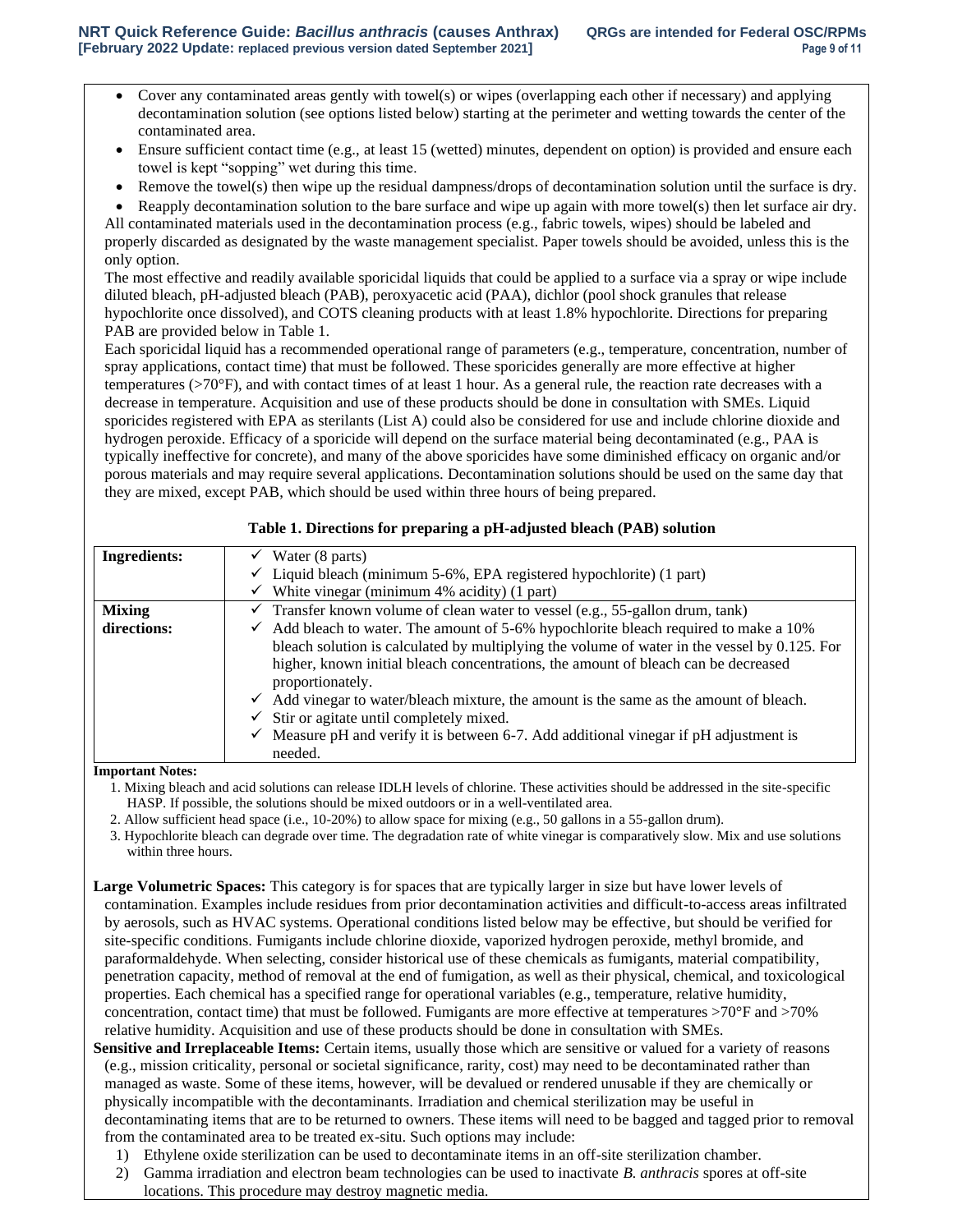- Cover any contaminated areas gently with towel(s) or wipes (overlapping each other if necessary) and applying decontamination solution (see options listed below) starting at the perimeter and wetting towards the center of the contaminated area.
- Ensure sufficient contact time (e.g., at least 15 (wetted) minutes, dependent on option) is provided and ensure each towel is kept "sopping" wet during this time.
- Remove the towel(s) then wipe up the residual dampness/drops of decontamination solution until the surface is dry.
- Reapply decontamination solution to the bare surface and wipe up again with more towel(s) then let surface air dry.

All contaminated materials used in the decontamination process (e.g., fabric towels, wipes) should be labeled and properly discarded as designated by the waste management specialist. Paper towels should be avoided, unless this is the only option.

The most effective and readily available sporicidal liquids that could be applied to a surface via a spray or wipe include diluted bleach, pH-adjusted bleach (PAB), peroxyacetic acid (PAA), dichlor (pool shock granules that release hypochlorite once dissolved), and COTS cleaning products with at least 1.8% hypochlorite. Directions for preparing PAB are provided below in Table 1.

Each sporicidal liquid has a recommended operational range of parameters (e.g., temperature, concentration, number of spray applications, contact time) that must be followed. These sporicides generally are more effective at higher temperatures (>70°F), and with contact times of at least 1 hour. As a general rule, the reaction rate decreases with a decrease in temperature. Acquisition and use of these products should be done in consultation with SMEs. Liquid sporicides registered with EPA as sterilants (List A) could also be considered for use and include chlorine dioxide and hydrogen peroxide. Efficacy of a sporicide will depend on the surface material being decontaminated (e.g., PAA is typically ineffective for concrete), and many of the above sporicides have some diminished efficacy on organic and/or porous materials and may require several applications. Decontamination solutions should be used on the same day that they are mixed, except PAB, which should be used within three hours of being prepared.

**Table 1. Directions for preparing a pH-adjusted bleach (PAB) solution**

| | |
|---|---|
| **Ingredients:** | ✓ Water (8 parts)<br>✓ Liquid bleach (minimum 5-6%, EPA registered hypochlorite) (1 part)<br>✓ White vinegar (minimum 4% acidity) (1 part) |
| **Mixing directions:** | ✓ Transfer known volume of clean water to vessel (e.g., 55-gallon drum, tank)<br>✓ Add bleach to water. The amount of 5-6% hypochlorite bleach required to make a 10% bleach solution is calculated by multiplying the volume of water in the vessel by 0.125. For higher, known initial bleach concentrations, the amount of bleach can be decreased proportionately.<br>✓ Add vinegar to water/bleach mixture, the amount is the same as the amount of bleach.<br>✓ Stir or agitate until completely mixed.<br>✓ Measure pH and verify it is between 6-7. Add additional vinegar if pH adjustment is needed. |

**Important Notes:**

1. Mixing bleach and acid solutions can release IDLH levels of chlorine. These activities should be addressed in the site-specific HASP. If possible, the solutions should be mixed outdoors or in a well-ventilated area.
2. Allow sufficient head space (i.e., 10-20%) to allow space for mixing (e.g., 50 gallons in a 55-gallon drum).
3. Hypochlorite bleach can degrade over time. The degradation rate of white vinegar is comparatively slow. Mix and use solutions within three hours.

**Large Volumetric Spaces:** This category is for spaces that are typically larger in size but have lower levels of contamination. Examples include residues from prior decontamination activities and difficult-to-access areas infiltrated by aerosols, such as HVAC systems. Operational conditions listed below may be effective, but should be verified for site-specific conditions. Fumigants include chlorine dioxide, vaporized hydrogen peroxide, methyl bromide, and paraformaldehyde. When selecting, consider historical use of these chemicals as fumigants, material compatibility, penetration capacity, method of removal at the end of fumigation, as well as their physical, chemical, and toxicological properties. Each chemical has a specified range for operational variables (e.g., temperature, relative humidity, concentration, contact time) that must be followed. Fumigants are more effective at temperatures >70°F and >70% relative humidity. Acquisition and use of these products should be done in consultation with SMEs.

**Sensitive and Irreplaceable Items:** Certain items, usually those which are sensitive or valued for a variety of reasons (e.g., mission criticality, personal or societal significance, rarity, cost) may need to be decontaminated rather than managed as waste. Some of these items, however, will be devalued or rendered unusable if they are chemically or physically incompatible with the decontaminants. Irradiation and chemical sterilization may be useful in decontaminating items that are to be returned to owners. These items will need to be bagged and tagged prior to removal from the contaminated area to be treated ex-situ. Such options may include:

1) Ethylene oxide sterilization can be used to decontaminate items in an off-site sterilization chamber.
2) Gamma irradiation and electron beam technologies can be used to inactivate *B. anthracis* spores at off-site locations. This procedure may destroy magnetic media.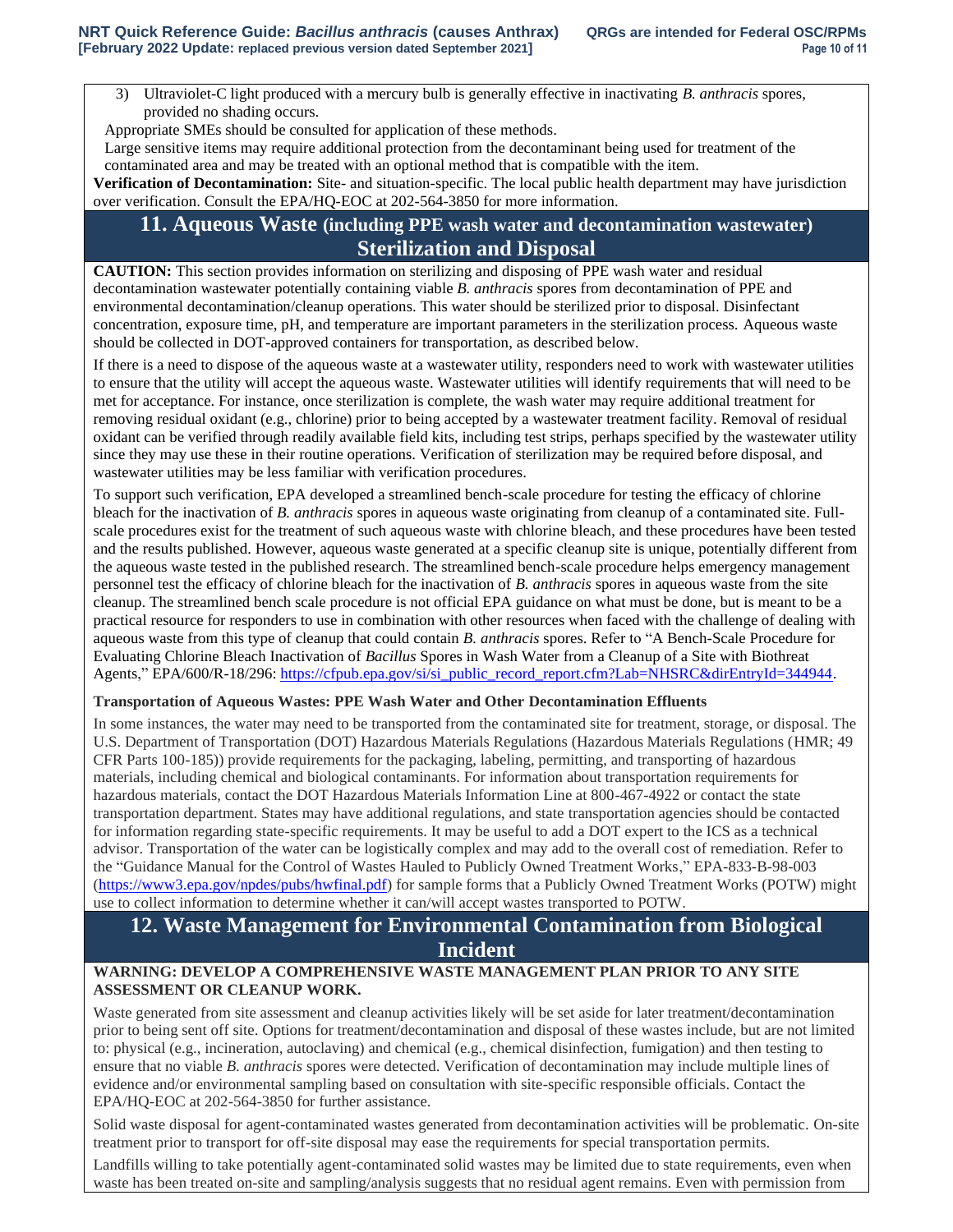3) Ultraviolet-C light produced with a mercury bulb is generally effective in inactivating *B. anthracis* spores, provided no shading occurs.

Appropriate SMEs should be consulted for application of these methods.

Large sensitive items may require additional protection from the decontaminant being used for treatment of the contaminated area and may be treated with an optional method that is compatible with the item.

**Verification of Decontamination:** Site- and situation-specific. The local public health department may have jurisdiction over verification. Consult the EPA/HQ-EOC at 202-564-3850 for more information.

## 11. Aqueous Waste (including PPE wash water and decontamination wastewater) Sterilization and Disposal

**CAUTION:** This section provides information on sterilizing and disposing of PPE wash water and residual decontamination wastewater potentially containing viable *B. anthracis* spores from decontamination of PPE and environmental decontamination/cleanup operations. This water should be sterilized prior to disposal. Disinfectant concentration, exposure time, pH, and temperature are important parameters in the sterilization process. Aqueous waste should be collected in DOT-approved containers for transportation, as described below.

If there is a need to dispose of the aqueous waste at a wastewater utility, responders need to work with wastewater utilities to ensure that the utility will accept the aqueous waste. Wastewater utilities will identify requirements that will need to be met for acceptance. For instance, once sterilization is complete, the wash water may require additional treatment for removing residual oxidant (e.g., chlorine) prior to being accepted by a wastewater treatment facility. Removal of residual oxidant can be verified through readily available field kits, including test strips, perhaps specified by the wastewater utility since they may use these in their routine operations. Verification of sterilization may be required before disposal, and wastewater utilities may be less familiar with verification procedures.

To support such verification, EPA developed a streamlined bench-scale procedure for testing the efficacy of chlorine bleach for the inactivation of *B. anthracis* spores in aqueous waste originating from cleanup of a contaminated site. Full-scale procedures exist for the treatment of such aqueous waste with chlorine bleach, and these procedures have been tested and the results published. However, aqueous waste generated at a specific cleanup site is unique, potentially different from the aqueous waste tested in the published research. The streamlined bench-scale procedure helps emergency management personnel test the efficacy of chlorine bleach for the inactivation of *B. anthracis* spores in aqueous waste from the site cleanup. The streamlined bench scale procedure is not official EPA guidance on what must be done, but is meant to be a practical resource for responders to use in combination with other resources when faced with the challenge of dealing with aqueous waste from this type of cleanup that could contain *B. anthracis* spores. Refer to "A Bench-Scale Procedure for Evaluating Chlorine Bleach Inactivation of *Bacillus* Spores in Wash Water from a Cleanup of a Site with Biothreat Agents," EPA/600/R-18/296: https://cfpub.epa.gov/si/si_public_record_report.cfm?Lab=NHSRC&dirEntryId=344944.

**Transportation of Aqueous Wastes: PPE Wash Water and Other Decontamination Effluents**

In some instances, the water may need to be transported from the contaminated site for treatment, storage, or disposal. The U.S. Department of Transportation (DOT) Hazardous Materials Regulations (Hazardous Materials Regulations (HMR; 49 CFR Parts 100-185)) provide requirements for the packaging, labeling, permitting, and transporting of hazardous materials, including chemical and biological contaminants. For information about transportation requirements for hazardous materials, contact the DOT Hazardous Materials Information Line at 800-467-4922 or contact the state transportation department. States may have additional regulations, and state transportation agencies should be contacted for information regarding state-specific requirements. It may be useful to add a DOT expert to the ICS as a technical advisor. Transportation of the water can be logistically complex and may add to the overall cost of remediation. Refer to the "Guidance Manual for the Control of Wastes Hauled to Publicly Owned Treatment Works," EPA-833-B-98-003 (https://www3.epa.gov/npdes/pubs/hwfinal.pdf) for sample forms that a Publicly Owned Treatment Works (POTW) might use to collect information to determine whether it can/will accept wastes transported to POTW.

## 12. Waste Management for Environmental Contamination from Biological Incident

**WARNING: DEVELOP A COMPREHENSIVE WASTE MANAGEMENT PLAN PRIOR TO ANY SITE ASSESSMENT OR CLEANUP WORK.**

Waste generated from site assessment and cleanup activities likely will be set aside for later treatment/decontamination prior to being sent off site. Options for treatment/decontamination and disposal of these wastes include, but are not limited to: physical (e.g., incineration, autoclaving) and chemical (e.g., chemical disinfection, fumigation) and then testing to ensure that no viable *B. anthracis* spores were detected. Verification of decontamination may include multiple lines of evidence and/or environmental sampling based on consultation with site-specific responsible officials. Contact the EPA/HQ-EOC at 202-564-3850 for further assistance.

Solid waste disposal for agent-contaminated wastes generated from decontamination activities will be problematic. On-site treatment prior to transport for off-site disposal may ease the requirements for special transportation permits.

Landfills willing to take potentially agent-contaminated solid wastes may be limited due to state requirements, even when waste has been treated on-site and sampling/analysis suggests that no residual agent remains. Even with permission from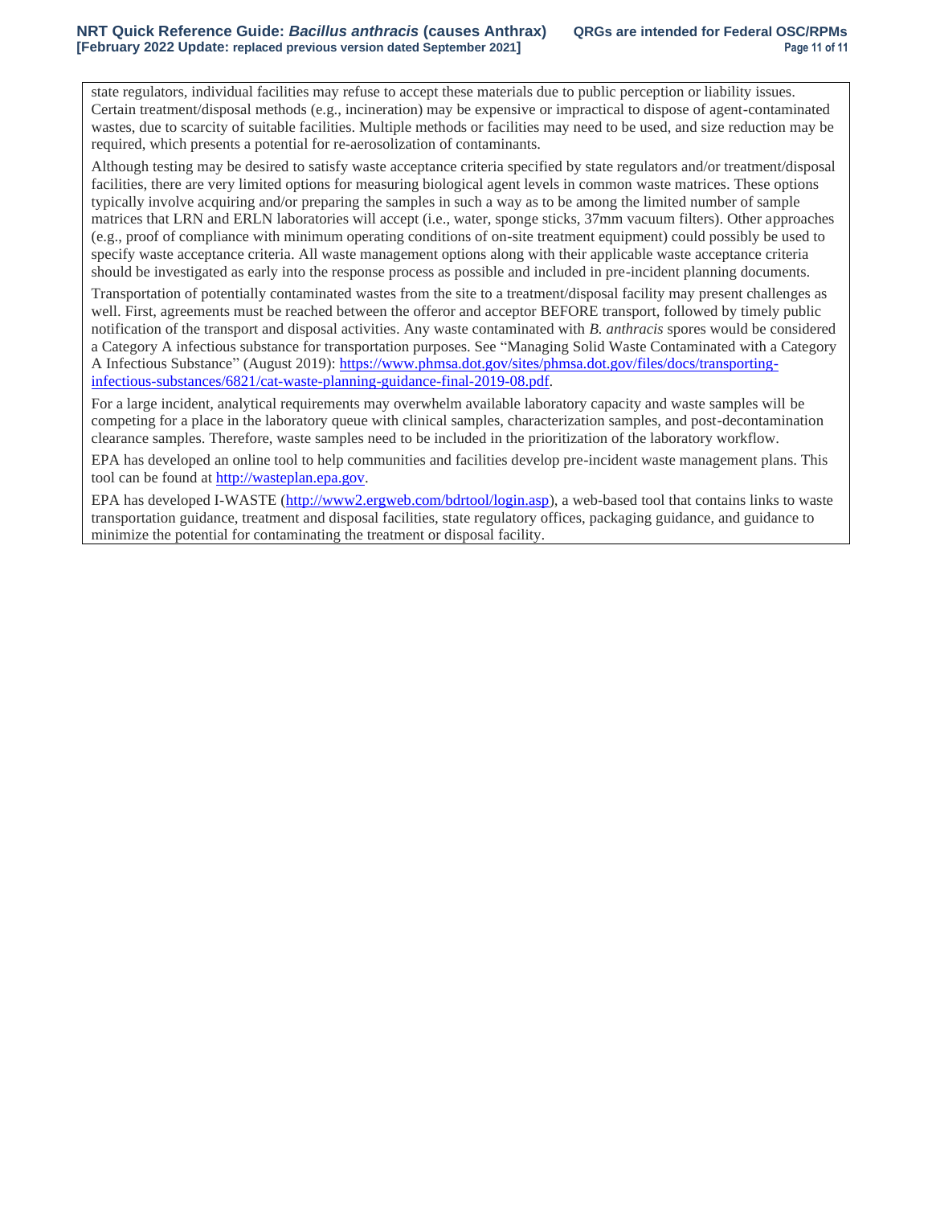state regulators, individual facilities may refuse to accept these materials due to public perception or liability issues. Certain treatment/disposal methods (e.g., incineration) may be expensive or impractical to dispose of agent-contaminated wastes, due to scarcity of suitable facilities. Multiple methods or facilities may need to be used, and size reduction may be required, which presents a potential for re-aerosolization of contaminants.

Although testing may be desired to satisfy waste acceptance criteria specified by state regulators and/or treatment/disposal facilities, there are very limited options for measuring biological agent levels in common waste matrices. These options typically involve acquiring and/or preparing the samples in such a way as to be among the limited number of sample matrices that LRN and ERLN laboratories will accept (i.e., water, sponge sticks, 37mm vacuum filters). Other approaches (e.g., proof of compliance with minimum operating conditions of on-site treatment equipment) could possibly be used to specify waste acceptance criteria. All waste management options along with their applicable waste acceptance criteria should be investigated as early into the response process as possible and included in pre-incident planning documents.

Transportation of potentially contaminated wastes from the site to a treatment/disposal facility may present challenges as well. First, agreements must be reached between the offeror and acceptor BEFORE transport, followed by timely public notification of the transport and disposal activities. Any waste contaminated with *B. anthracis* spores would be considered a Category A infectious substance for transportation purposes. See "Managing Solid Waste Contaminated with a Category A Infectious Substance" (August 2019): [https://www.phmsa.dot.gov/sites/phmsa.dot.gov/files/docs/transporting-infectious-substances/6821/cat-waste-planning-guidance-final-2019-08.pdf](https://www.phmsa.dot.gov/sites/phmsa.dot.gov/files/docs/transporting-infectious-substances/6821/cat-waste-planning-guidance-final-2019-08.pdf).

For a large incident, analytical requirements may overwhelm available laboratory capacity and waste samples will be competing for a place in the laboratory queue with clinical samples, characterization samples, and post-decontamination clearance samples. Therefore, waste samples need to be included in the prioritization of the laboratory workflow.

EPA has developed an online tool to help communities and facilities develop pre-incident waste management plans. This tool can be found at [http://wasteplan.epa.gov](http://wasteplan.epa.gov).

EPA has developed I-WASTE ([http://www2.ergweb.com/bdrtool/login.asp](http://www2.ergweb.com/bdrtool/login.asp)), a web-based tool that contains links to waste transportation guidance, treatment and disposal facilities, state regulatory offices, packaging guidance, and guidance to minimize the potential for contaminating the treatment or disposal facility.